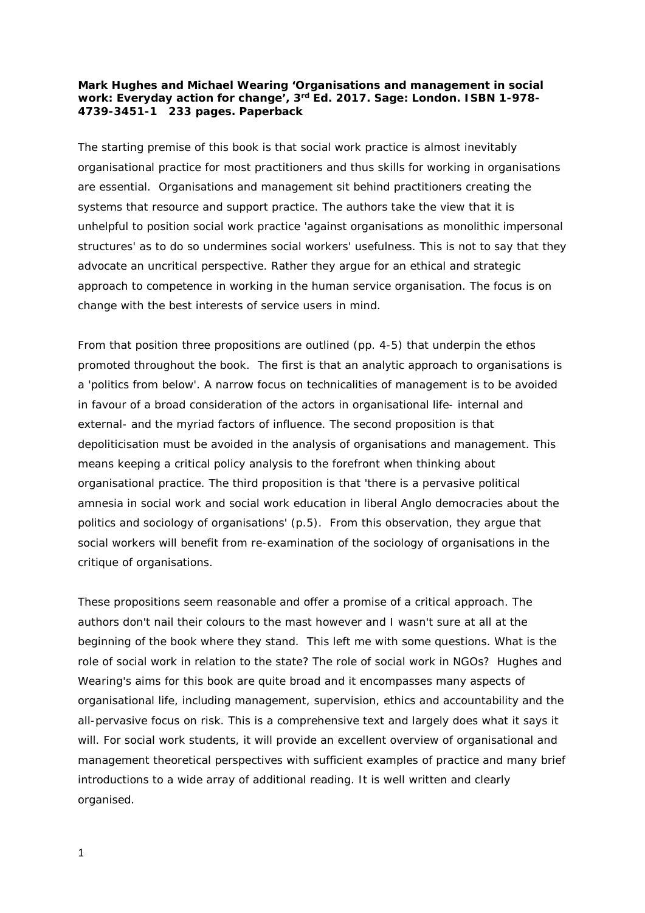**Mark Hughes and Michael Wearing 'Organisations and management in social work: Everyday action for change', 3rd Ed. 2017. Sage: London. ISBN 1-978-4739-3451-1 233 pages. Paperback**

The starting premise of this book is that social work practice is almost inevitably organisational practice for most practitioners and thus skills for working in organisations are essential. Organisations and management sit behind practitioners creating the systems that resource and support practice. The authors take the view that it is unhelpful to position social work practice 'against organisations as monolithic impersonal structures' as to do so undermines social workers' usefulness. This is not to say that they advocate an uncritical perspective. Rather they argue for an ethical and strategic approach to competence in working in the human service organisation. The focus is on change with the best interests of service users in mind.

From that position three propositions are outlined (pp. 4-5) that underpin the ethos promoted throughout the book. The first is that an analytic approach to organisations is a 'politics from below'. A narrow focus on technicalities of management is to be avoided in favour of a broad consideration of the actors in organisational life- internal and external- and the myriad factors of influence. The second proposition is that depoliticisation must be avoided in the analysis of organisations and management. This means keeping a critical policy analysis to the forefront when thinking about organisational practice. The third proposition is that 'there is a pervasive political amnesia in social work and social work education in liberal Anglo democracies about the politics and sociology of organisations' (p.5). From this observation, they argue that social workers will benefit from re-examination of the sociology of organisations in the critique of organisations.

These propositions seem reasonable and offer a promise of a critical approach. The authors don't nail their colours to the mast however and I wasn't sure at all at the beginning of the book where they stand. This left me with some questions. What is the role of social work in relation to the state? The role of social work in NGOs? Hughes and Wearing's aims for this book are quite broad and it encompasses many aspects of organisational life, including management, supervision, ethics and accountability and the all-pervasive focus on risk. This is a comprehensive text and largely does what it says it will. For social work students, it will provide an excellent overview of organisational and management theoretical perspectives with sufficient examples of practice and many brief introductions to a wide array of additional reading. It is well written and clearly organised.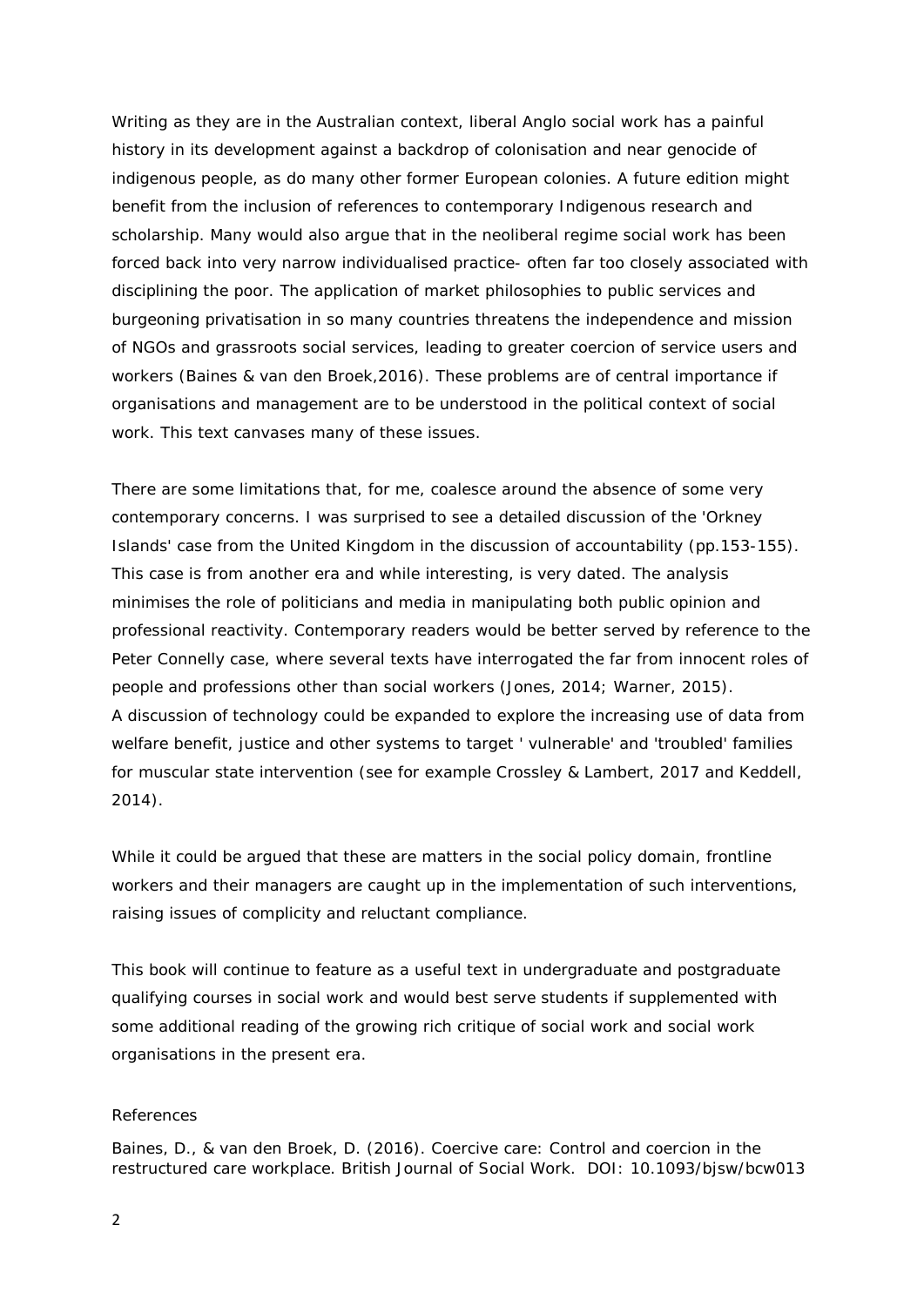Writing as they are in the Australian context, liberal Anglo social work has a painful history in its development against a backdrop of colonisation and near genocide of indigenous people, as do many other former European colonies. A future edition might benefit from the inclusion of references to contemporary Indigenous research and scholarship. Many would also argue that in the neoliberal regime social work has been forced back into very narrow individualised practice- often far too closely associated with disciplining the poor. The application of market philosophies to public services and burgeoning privatisation in so many countries threatens the independence and mission of NGOs and grassroots social services, leading to greater coercion of service users and workers (Baines & van den Broek,2016). These problems are of central importance if organisations and management are to be understood in the political context of social work. This text canvases many of these issues.

There are some limitations that, for me, coalesce around the absence of some very contemporary concerns. I was surprised to see a detailed discussion of the 'Orkney Islands' case from the United Kingdom in the discussion of accountability (pp.153-155). This case is from another era and while interesting, is very dated. The analysis minimises the role of politicians and media in manipulating both public opinion and professional reactivity. Contemporary readers would be better served by reference to the Peter Connelly case, where several texts have interrogated the far from innocent roles of people and professions other than social workers (Jones, 2014; Warner, 2015). A discussion of technology could be expanded to explore the increasing use of data from welfare benefit, justice and other systems to target ' vulnerable' and 'troubled' families for muscular state intervention (see for example Crossley & Lambert, 2017 and Keddell, 2014).

While it could be argued that these are matters in the social policy domain, frontline workers and their managers are caught up in the implementation of such interventions, raising issues of complicity and reluctant compliance.

This book will continue to feature as a useful text in undergraduate and postgraduate qualifying courses in social work and would best serve students if supplemented with some additional reading of the growing rich critique of social work and social work organisations in the present era.

References

Baines, D., & van den Broek, D. (2016). Coercive care: Control and coercion in the restructured care workplace. British Journal of Social Work. DOI: 10.1093/bjsw/bcw013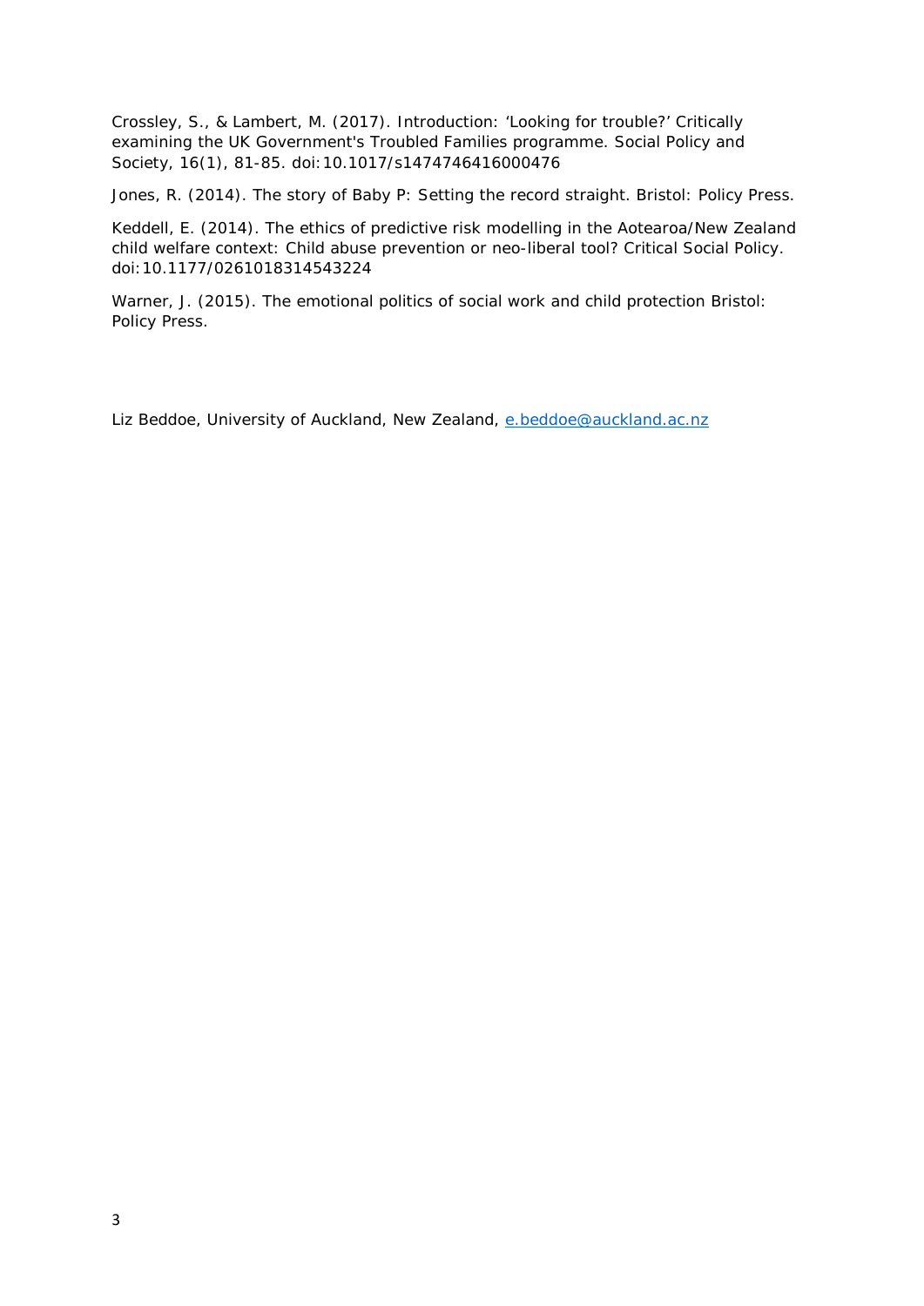Crossley, S., & Lambert, M. (2017). Introduction: 'Looking for trouble?' Critically examining the UK Government's Troubled Families programme. Social Policy and Society, 16(1), 81-85. doi:10.1017/s1474746416000476

Jones, R. (2014). The story of Baby P: Setting the record straight. Bristol: Policy Press.

Keddell, E. (2014). The ethics of predictive risk modelling in the Aotearoa/New Zealand child welfare context: Child abuse prevention or neo-liberal tool? Critical Social Policy. doi:10.1177/0261018314543224

Warner, J. (2015). The emotional politics of social work and child protection Bristol: Policy Press.

Liz Beddoe, University of Auckland, New Zealand, [e.beddoe@auckland.ac.nz](mailto:e.beddoe@auckland.ac.nz)